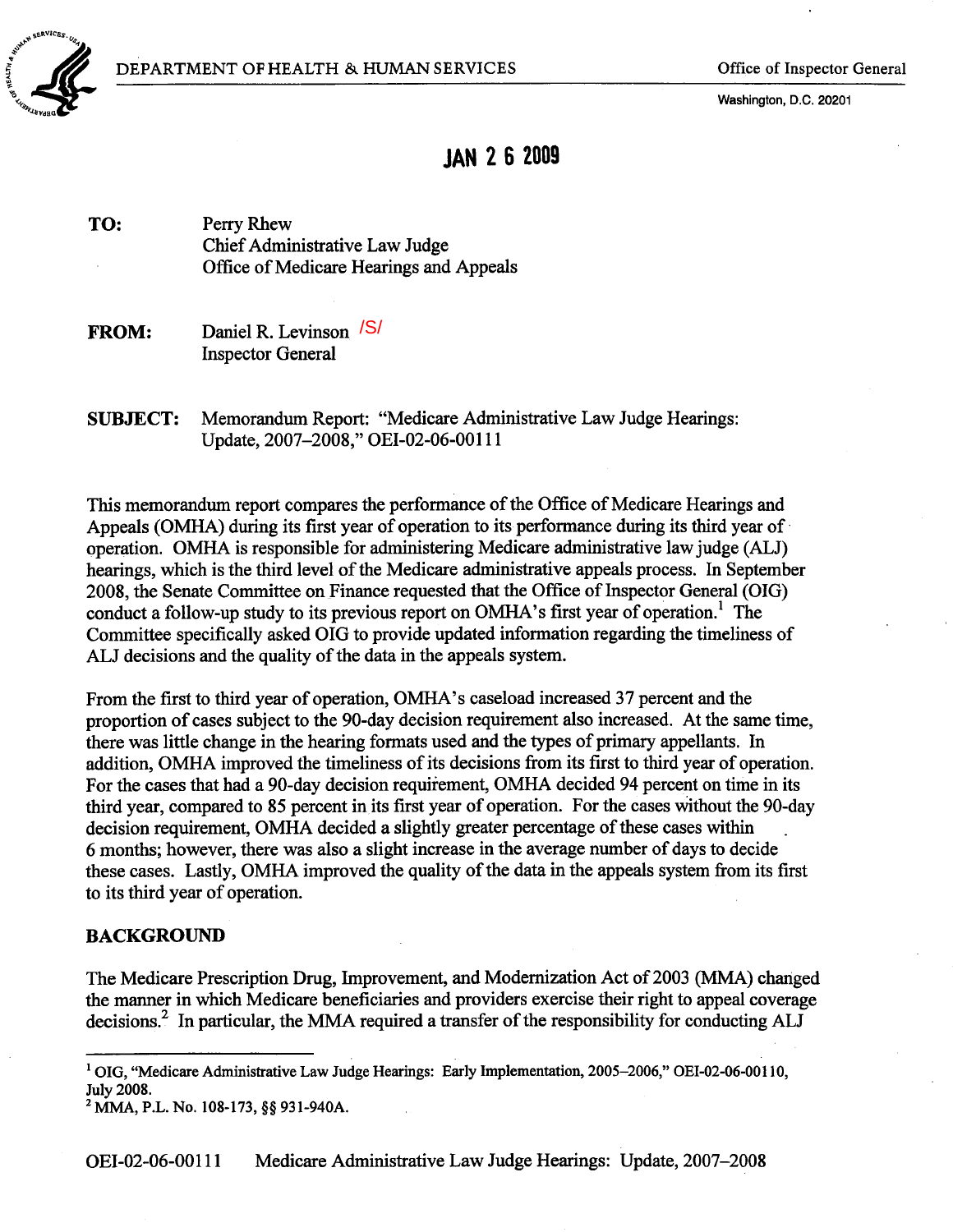DEPARTMENT OF HEALTH & HUMAN SERVICES

Office of Inspector General

Washington, D.C. 20201

**JAN 2 6 2009**

**TO:** Perry Rhew
Chief Administrative Law Judge
Office of Medicare Hearings and Appeals

**FROM:** Daniel R. Levinson /S/
Inspector General

**SUBJECT:** Memorandum Report: "Medicare Administrative Law Judge Hearings: Update, 2007–2008," OEI-02-06-00111

This memorandum report compares the performance of the Office of Medicare Hearings and Appeals (OMHA) during its first year of operation to its performance during its third year of operation. OMHA is responsible for administering Medicare administrative law judge (ALJ) hearings, which is the third level of the Medicare administrative appeals process. In September 2008, the Senate Committee on Finance requested that the Office of Inspector General (OIG) conduct a follow-up study to its previous report on OMHA's first year of operation.[1] The Committee specifically asked OIG to provide updated information regarding the timeliness of ALJ decisions and the quality of the data in the appeals system.

From the first to third year of operation, OMHA's caseload increased 37 percent and the proportion of cases subject to the 90-day decision requirement also increased. At the same time, there was little change in the hearing formats used and the types of primary appellants. In addition, OMHA improved the timeliness of its decisions from its first to third year of operation. For the cases that had a 90-day decision requirement, OMHA decided 94 percent on time in its third year, compared to 85 percent in its first year of operation. For the cases without the 90-day decision requirement, OMHA decided a slightly greater percentage of these cases within 6 months; however, there was also a slight increase in the average number of days to decide these cases. Lastly, OMHA improved the quality of the data in the appeals system from its first to its third year of operation.

## BACKGROUND

The Medicare Prescription Drug, Improvement, and Modernization Act of 2003 (MMA) changed the manner in which Medicare beneficiaries and providers exercise their right to appeal coverage decisions.[2] In particular, the MMA required a transfer of the responsibility for conducting ALJ

---

[1] OIG, "Medicare Administrative Law Judge Hearings: Early Implementation, 2005–2006," OEI-02-06-00110, July 2008.

[2] MMA, P.L. No. 108-173, §§ 931-940A.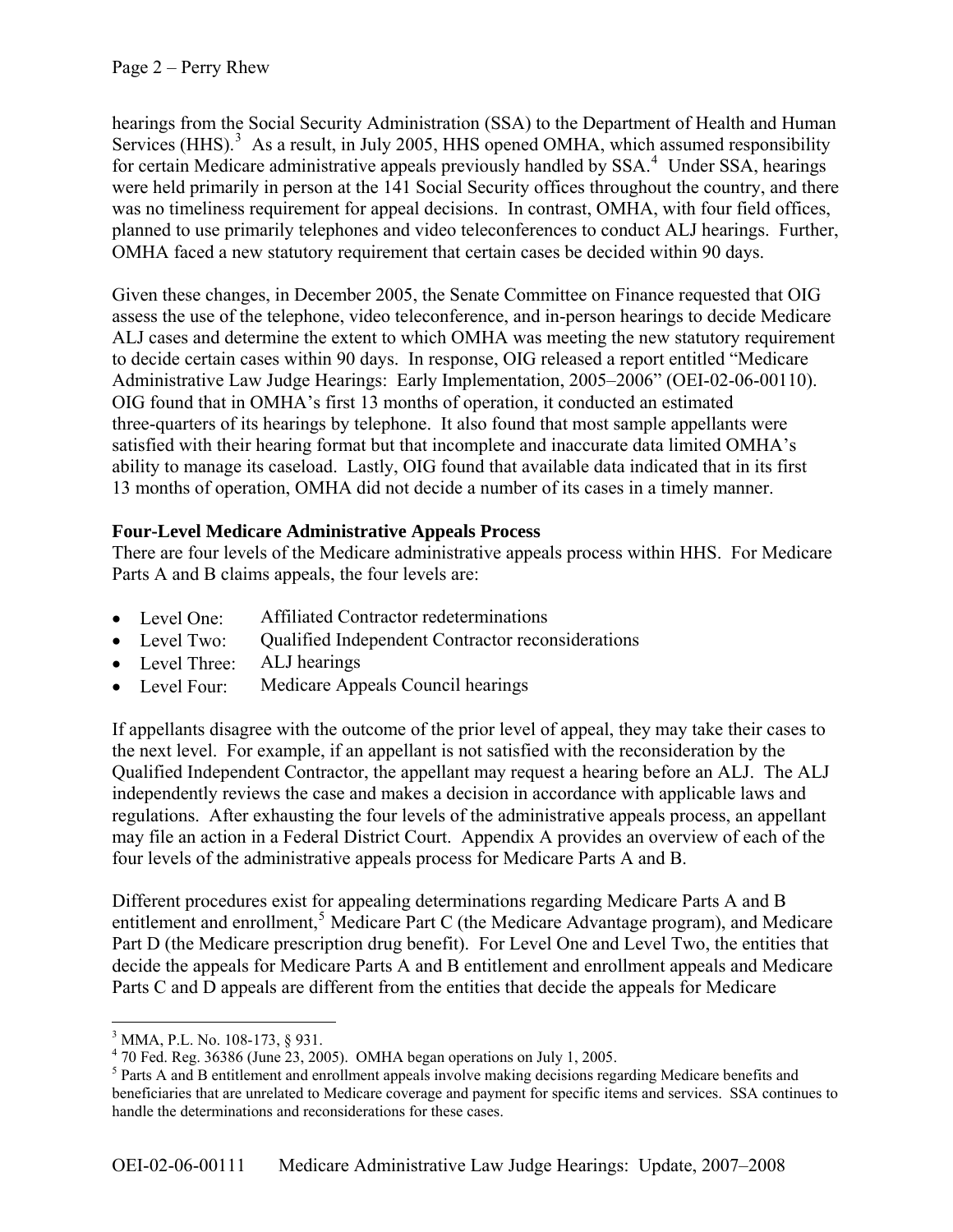hearings from the Social Security Administration (SSA) to the Department of Health and Human Services (HHS).[3] As a result, in July 2005, HHS opened OMHA, which assumed responsibility for certain Medicare administrative appeals previously handled by SSA.[4] Under SSA, hearings were held primarily in person at the 141 Social Security offices throughout the country, and there was no timeliness requirement for appeal decisions. In contrast, OMHA, with four field offices, planned to use primarily telephones and video teleconferences to conduct ALJ hearings. Further, OMHA faced a new statutory requirement that certain cases be decided within 90 days.

Given these changes, in December 2005, the Senate Committee on Finance requested that OIG assess the use of the telephone, video teleconference, and in-person hearings to decide Medicare ALJ cases and determine the extent to which OMHA was meeting the new statutory requirement to decide certain cases within 90 days. In response, OIG released a report entitled "Medicare Administrative Law Judge Hearings: Early Implementation, 2005–2006" (OEI-02-06-00110). OIG found that in OMHA's first 13 months of operation, it conducted an estimated three-quarters of its hearings by telephone. It also found that most sample appellants were satisfied with their hearing format but that incomplete and inaccurate data limited OMHA's ability to manage its caseload. Lastly, OIG found that available data indicated that in its first 13 months of operation, OMHA did not decide a number of its cases in a timely manner.

**Four-Level Medicare Administrative Appeals Process**

There are four levels of the Medicare administrative appeals process within HHS. For Medicare Parts A and B claims appeals, the four levels are:

- Level One: Affiliated Contractor redeterminations
- Level Two: Qualified Independent Contractor reconsiderations
- Level Three: ALJ hearings
- Level Four: Medicare Appeals Council hearings

If appellants disagree with the outcome of the prior level of appeal, they may take their cases to the next level. For example, if an appellant is not satisfied with the reconsideration by the Qualified Independent Contractor, the appellant may request a hearing before an ALJ. The ALJ independently reviews the case and makes a decision in accordance with applicable laws and regulations. After exhausting the four levels of the administrative appeals process, an appellant may file an action in a Federal District Court. Appendix A provides an overview of each of the four levels of the administrative appeals process for Medicare Parts A and B.

Different procedures exist for appealing determinations regarding Medicare Parts A and B entitlement and enrollment,[5] Medicare Part C (the Medicare Advantage program), and Medicare Part D (the Medicare prescription drug benefit). For Level One and Level Two, the entities that decide the appeals for Medicare Parts A and B entitlement and enrollment appeals and Medicare Parts C and D appeals are different from the entities that decide the appeals for Medicare

---

[3] MMA, P.L. No. 108-173, § 931.

[4] 70 Fed. Reg. 36386 (June 23, 2005). OMHA began operations on July 1, 2005.

[5] Parts A and B entitlement and enrollment appeals involve making decisions regarding Medicare benefits and beneficiaries that are unrelated to Medicare coverage and payment for specific items and services. SSA continues to handle the determinations and reconsiderations for these cases.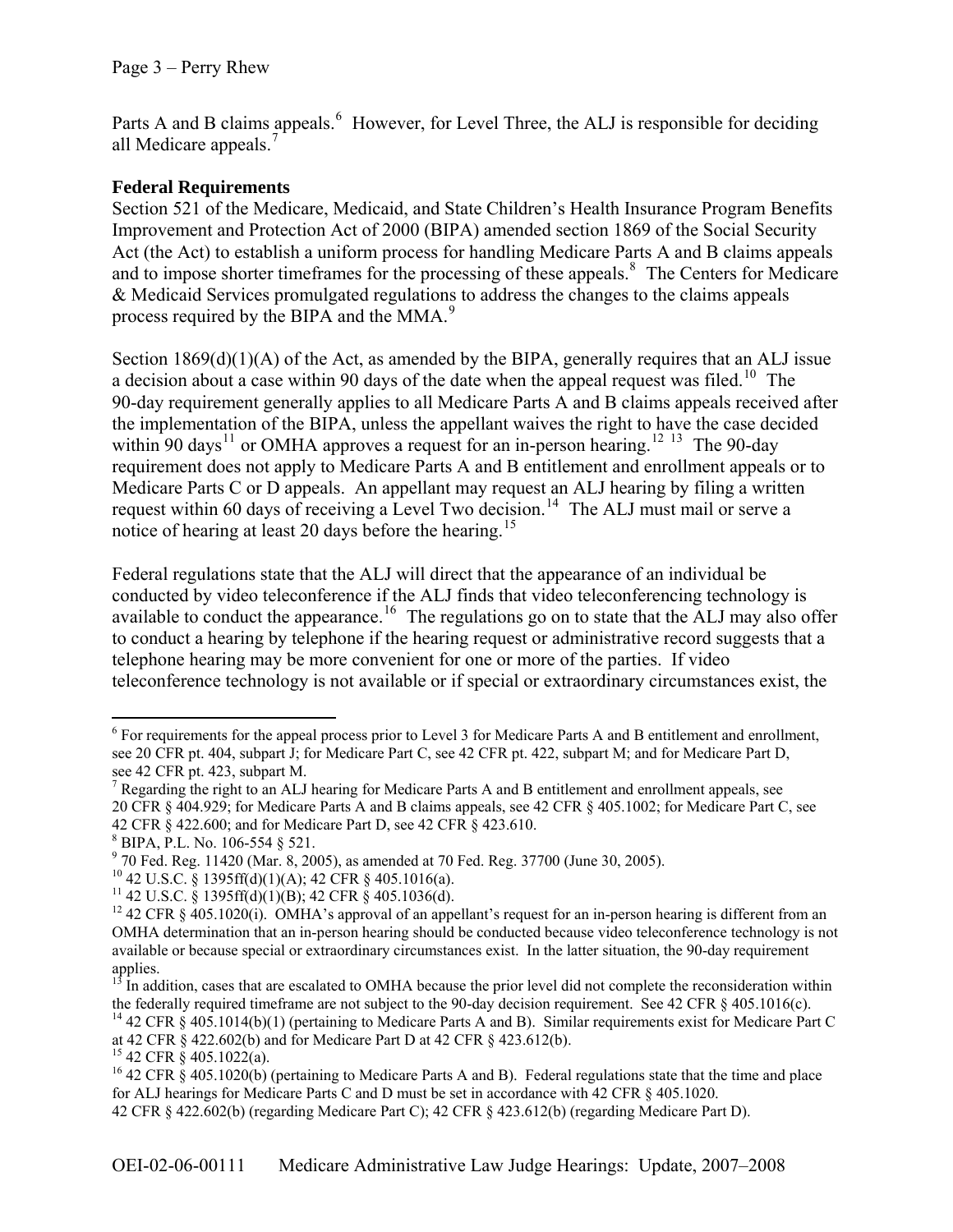Parts A and B claims appeals.[6] However, for Level Three, the ALJ is responsible for deciding all Medicare appeals.[7]

**Federal Requirements**

Section 521 of the Medicare, Medicaid, and State Children's Health Insurance Program Benefits Improvement and Protection Act of 2000 (BIPA) amended section 1869 of the Social Security Act (the Act) to establish a uniform process for handling Medicare Parts A and B claims appeals and to impose shorter timeframes for the processing of these appeals.[8] The Centers for Medicare & Medicaid Services promulgated regulations to address the changes to the claims appeals process required by the BIPA and the MMA.[9]

Section 1869(d)(1)(A) of the Act, as amended by the BIPA, generally requires that an ALJ issue a decision about a case within 90 days of the date when the appeal request was filed.[10] The 90-day requirement generally applies to all Medicare Parts A and B claims appeals received after the implementation of the BIPA, unless the appellant waives the right to have the case decided within 90 days[11] or OMHA approves a request for an in-person hearing.[12] [13] The 90-day requirement does not apply to Medicare Parts A and B entitlement and enrollment appeals or to Medicare Parts C or D appeals. An appellant may request an ALJ hearing by filing a written request within 60 days of receiving a Level Two decision.[14] The ALJ must mail or serve a notice of hearing at least 20 days before the hearing.[15]

Federal regulations state that the ALJ will direct that the appearance of an individual be conducted by video teleconference if the ALJ finds that video teleconferencing technology is available to conduct the appearance.[16] The regulations go on to state that the ALJ may also offer to conduct a hearing by telephone if the hearing request or administrative record suggests that a telephone hearing may be more convenient for one or more of the parties. If video teleconference technology is not available or if special or extraordinary circumstances exist, the

---

[6] For requirements for the appeal process prior to Level 3 for Medicare Parts A and B entitlement and enrollment, see 20 CFR pt. 404, subpart J; for Medicare Part C, see 42 CFR pt. 422, subpart M; and for Medicare Part D, see 42 CFR pt. 423, subpart M.

[7] Regarding the right to an ALJ hearing for Medicare Parts A and B entitlement and enrollment appeals, see 20 CFR § 404.929; for Medicare Parts A and B claims appeals, see 42 CFR § 405.1002; for Medicare Part C, see 42 CFR § 422.600; and for Medicare Part D, see 42 CFR § 423.610.

[8] BIPA, P.L. No. 106-554 § 521.

[9] 70 Fed. Reg. 11420 (Mar. 8, 2005), as amended at 70 Fed. Reg. 37700 (June 30, 2005).

[10] 42 U.S.C. § 1395ff(d)(1)(A); 42 CFR § 405.1016(a).

[11] 42 U.S.C. § 1395ff(d)(1)(B); 42 CFR § 405.1036(d).

[12] 42 CFR § 405.1020(i). OMHA's approval of an appellant's request for an in-person hearing is different from an OMHA determination that an in-person hearing should be conducted because video teleconference technology is not available or because special or extraordinary circumstances exist. In the latter situation, the 90-day requirement applies.

[13] In addition, cases that are escalated to OMHA because the prior level did not complete the reconsideration within the federally required timeframe are not subject to the 90-day decision requirement. See 42 CFR § 405.1016(c).

[14] 42 CFR § 405.1014(b)(1) (pertaining to Medicare Parts A and B). Similar requirements exist for Medicare Part C at 42 CFR § 422.602(b) and for Medicare Part D at 42 CFR § 423.612(b).

[15] 42 CFR § 405.1022(a).

[16] 42 CFR § 405.1020(b) (pertaining to Medicare Parts A and B). Federal regulations state that the time and place for ALJ hearings for Medicare Parts C and D must be set in accordance with 42 CFR § 405.1020. 42 CFR § 422.602(b) (regarding Medicare Part C); 42 CFR § 423.612(b) (regarding Medicare Part D).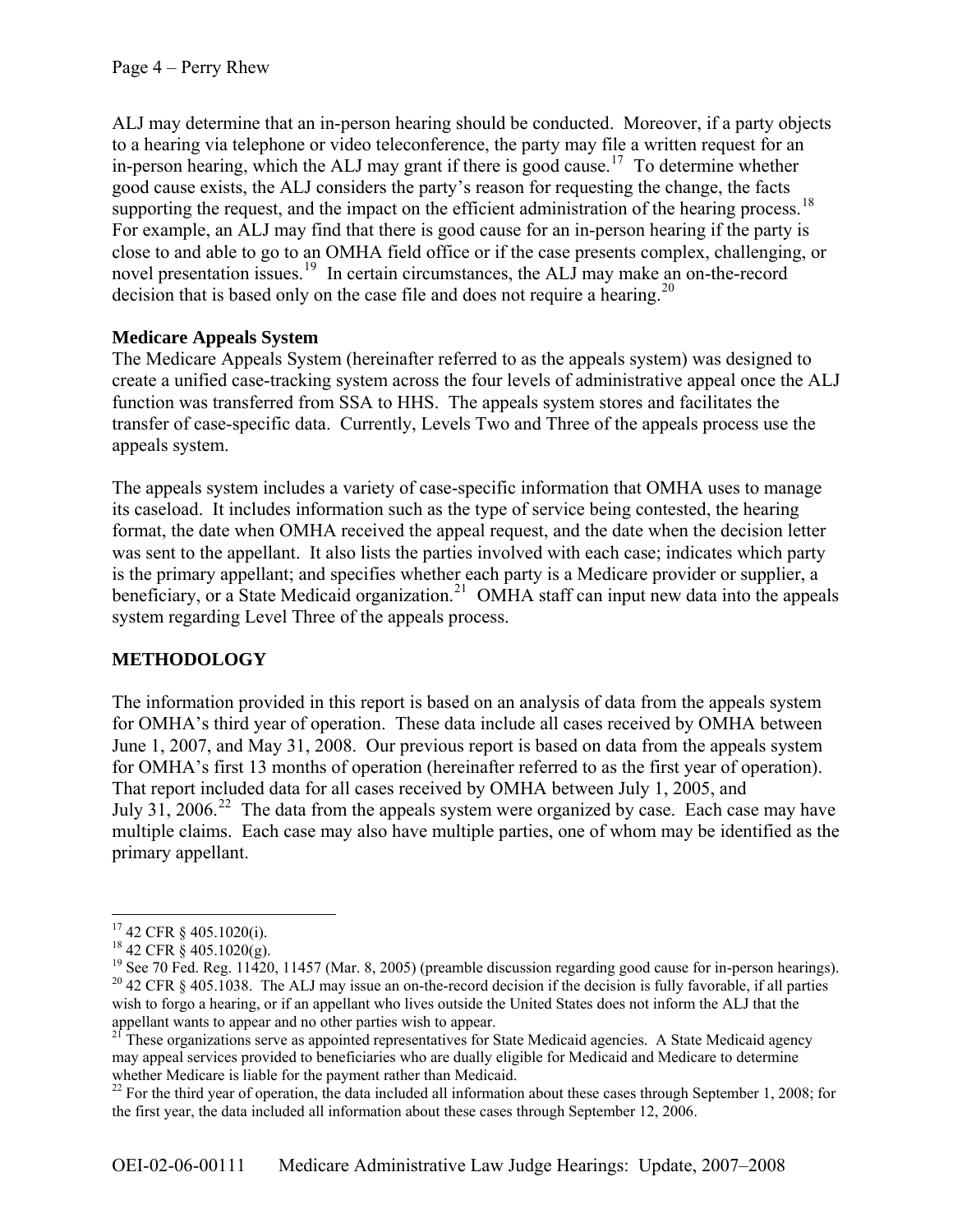ALJ may determine that an in-person hearing should be conducted. Moreover, if a party objects to a hearing via telephone or video teleconference, the party may file a written request for an in-person hearing, which the ALJ may grant if there is good cause.[17] To determine whether good cause exists, the ALJ considers the party's reason for requesting the change, the facts supporting the request, and the impact on the efficient administration of the hearing process.[18] For example, an ALJ may find that there is good cause for an in-person hearing if the party is close to and able to go to an OMHA field office or if the case presents complex, challenging, or novel presentation issues.[19] In certain circumstances, the ALJ may make an on-the-record decision that is based only on the case file and does not require a hearing.[20]

**Medicare Appeals System**

The Medicare Appeals System (hereinafter referred to as the appeals system) was designed to create a unified case-tracking system across the four levels of administrative appeal once the ALJ function was transferred from SSA to HHS. The appeals system stores and facilitates the transfer of case-specific data. Currently, Levels Two and Three of the appeals process use the appeals system.

The appeals system includes a variety of case-specific information that OMHA uses to manage its caseload. It includes information such as the type of service being contested, the hearing format, the date when OMHA received the appeal request, and the date when the decision letter was sent to the appellant. It also lists the parties involved with each case; indicates which party is the primary appellant; and specifies whether each party is a Medicare provider or supplier, a beneficiary, or a State Medicaid organization.[21] OMHA staff can input new data into the appeals system regarding Level Three of the appeals process.

## METHODOLOGY

The information provided in this report is based on an analysis of data from the appeals system for OMHA's third year of operation. These data include all cases received by OMHA between June 1, 2007, and May 31, 2008. Our previous report is based on data from the appeals system for OMHA's first 13 months of operation (hereinafter referred to as the first year of operation). That report included data for all cases received by OMHA between July 1, 2005, and July 31, 2006.[22] The data from the appeals system were organized by case. Each case may have multiple claims. Each case may also have multiple parties, one of whom may be identified as the primary appellant.

---

[17] 42 CFR § 405.1020(i).

[18] 42 CFR § 405.1020(g).

[19] See 70 Fed. Reg. 11420, 11457 (Mar. 8, 2005) (preamble discussion regarding good cause for in-person hearings).

[20] 42 CFR § 405.1038. The ALJ may issue an on-the-record decision if the decision is fully favorable, if all parties wish to forgo a hearing, or if an appellant who lives outside the United States does not inform the ALJ that the appellant wants to appear and no other parties wish to appear.

[21] These organizations serve as appointed representatives for State Medicaid agencies. A State Medicaid agency may appeal services provided to beneficiaries who are dually eligible for Medicaid and Medicare to determine whether Medicare is liable for the payment rather than Medicaid.

[22] For the third year of operation, the data included all information about these cases through September 1, 2008; for the first year, the data included all information about these cases through September 12, 2006.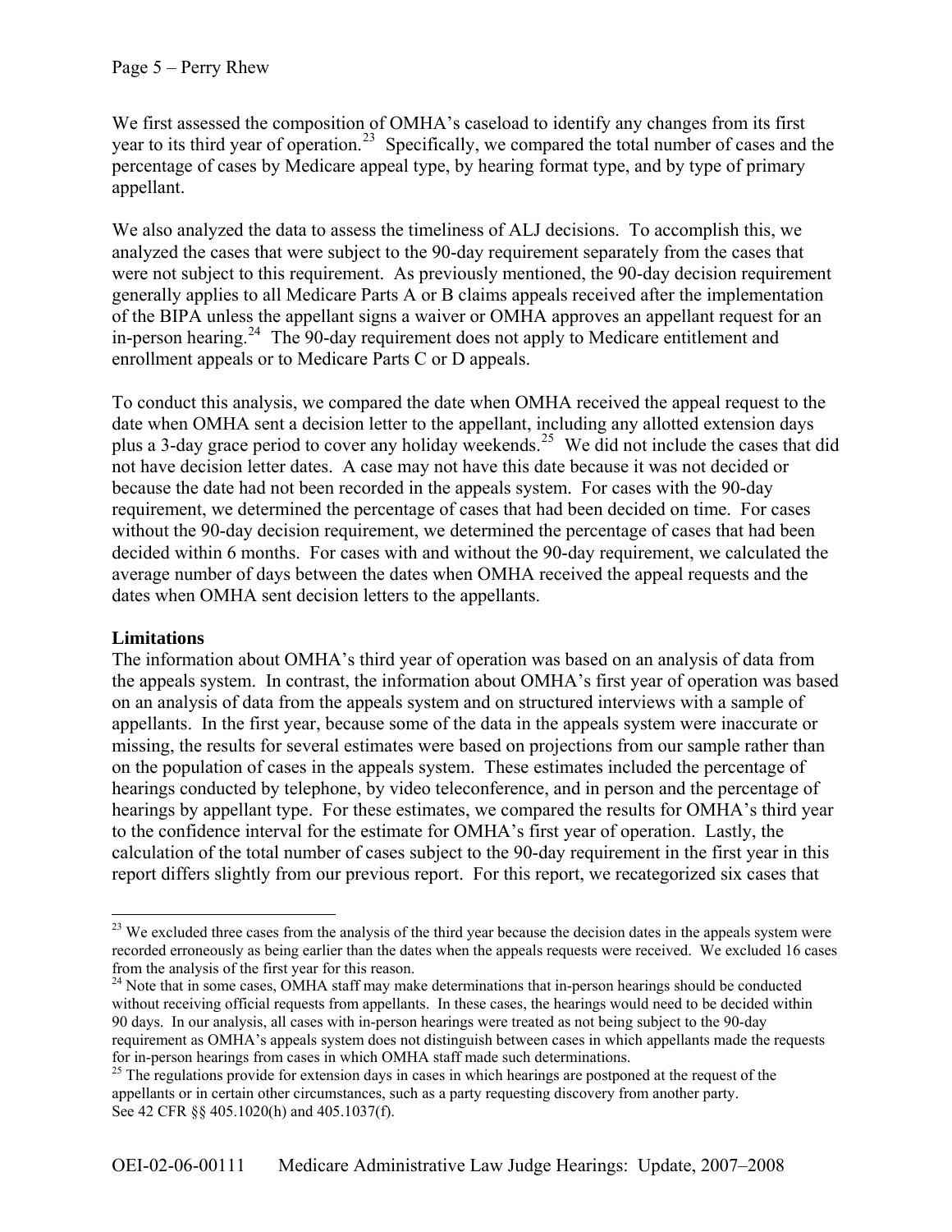We first assessed the composition of OMHA's caseload to identify any changes from its first year to its third year of operation.[23] Specifically, we compared the total number of cases and the percentage of cases by Medicare appeal type, by hearing format type, and by type of primary appellant.

We also analyzed the data to assess the timeliness of ALJ decisions. To accomplish this, we analyzed the cases that were subject to the 90-day requirement separately from the cases that were not subject to this requirement. As previously mentioned, the 90-day decision requirement generally applies to all Medicare Parts A or B claims appeals received after the implementation of the BIPA unless the appellant signs a waiver or OMHA approves an appellant request for an in-person hearing.[24] The 90-day requirement does not apply to Medicare entitlement and enrollment appeals or to Medicare Parts C or D appeals.

To conduct this analysis, we compared the date when OMHA received the appeal request to the date when OMHA sent a decision letter to the appellant, including any allotted extension days plus a 3-day grace period to cover any holiday weekends.[25] We did not include the cases that did not have decision letter dates. A case may not have this date because it was not decided or because the date had not been recorded in the appeals system. For cases with the 90-day requirement, we determined the percentage of cases that had been decided on time. For cases without the 90-day decision requirement, we determined the percentage of cases that had been decided within 6 months. For cases with and without the 90-day requirement, we calculated the average number of days between the dates when OMHA received the appeal requests and the dates when OMHA sent decision letters to the appellants.

**Limitations**

The information about OMHA's third year of operation was based on an analysis of data from the appeals system. In contrast, the information about OMHA's first year of operation was based on an analysis of data from the appeals system and on structured interviews with a sample of appellants. In the first year, because some of the data in the appeals system were inaccurate or missing, the results for several estimates were based on projections from our sample rather than on the population of cases in the appeals system. These estimates included the percentage of hearings conducted by telephone, by video teleconference, and in person and the percentage of hearings by appellant type. For these estimates, we compared the results for OMHA's third year to the confidence interval for the estimate for OMHA's first year of operation. Lastly, the calculation of the total number of cases subject to the 90-day requirement in the first year in this report differs slightly from our previous report. For this report, we recategorized six cases that

---

[23] We excluded three cases from the analysis of the third year because the decision dates in the appeals system were recorded erroneously as being earlier than the dates when the appeals requests were received. We excluded 16 cases from the analysis of the first year for this reason.

[24] Note that in some cases, OMHA staff may make determinations that in-person hearings should be conducted without receiving official requests from appellants. In these cases, the hearings would need to be decided within 90 days. In our analysis, all cases with in-person hearings were treated as not being subject to the 90-day requirement as OMHA's appeals system does not distinguish between cases in which appellants made the requests for in-person hearings from cases in which OMHA staff made such determinations.

[25] The regulations provide for extension days in cases in which hearings are postponed at the request of the appellants or in certain other circumstances, such as a party requesting discovery from another party. See 42 CFR §§ 405.1020(h) and 405.1037(f).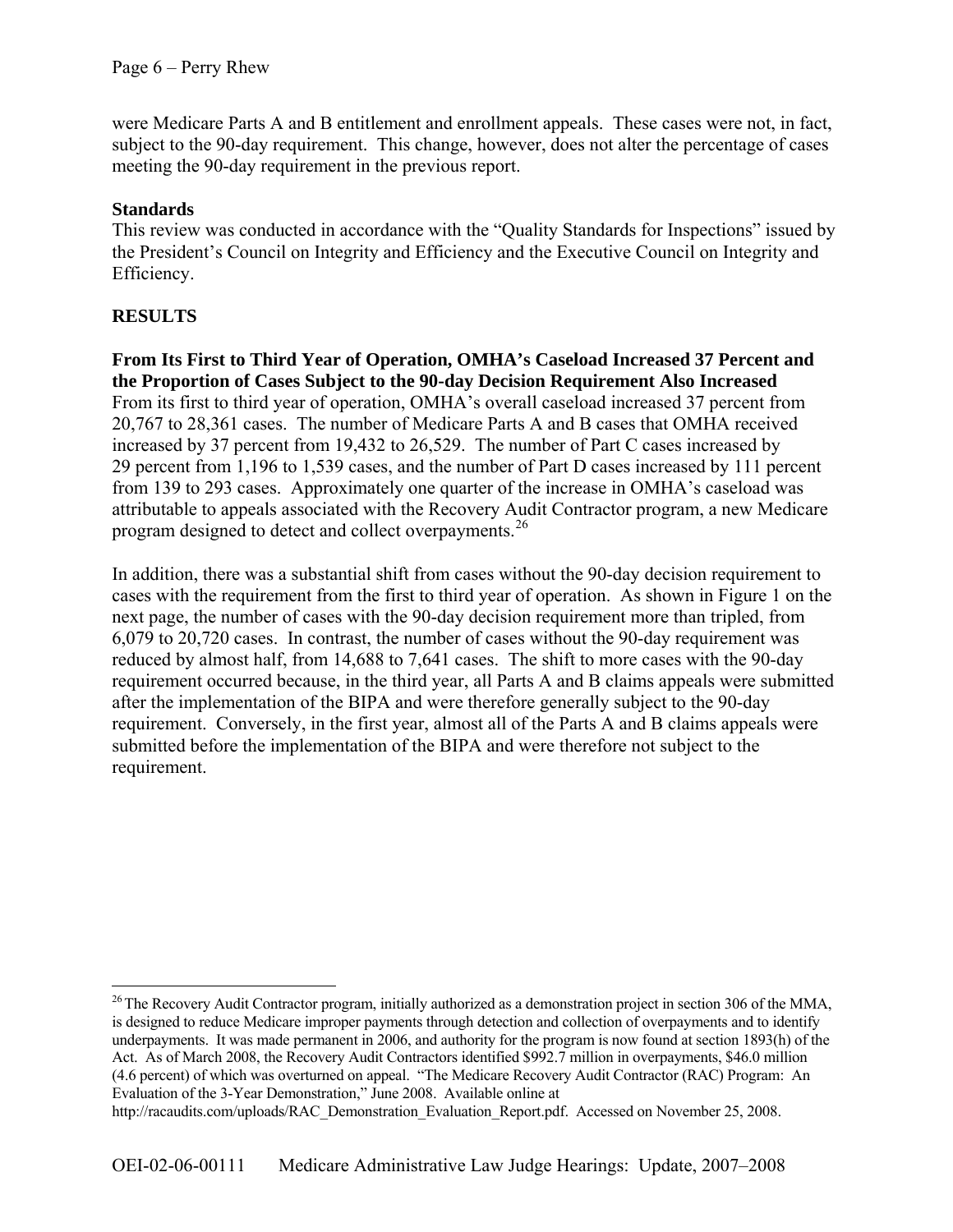were Medicare Parts A and B entitlement and enrollment appeals. These cases were not, in fact, subject to the 90-day requirement. This change, however, does not alter the percentage of cases meeting the 90-day requirement in the previous report.

**Standards**

This review was conducted in accordance with the "Quality Standards for Inspections" issued by the President's Council on Integrity and Efficiency and the Executive Council on Integrity and Efficiency.

## RESULTS

**From Its First to Third Year of Operation, OMHA's Caseload Increased 37 Percent and the Proportion of Cases Subject to the 90-day Decision Requirement Also Increased**

From its first to third year of operation, OMHA's overall caseload increased 37 percent from 20,767 to 28,361 cases. The number of Medicare Parts A and B cases that OMHA received increased by 37 percent from 19,432 to 26,529. The number of Part C cases increased by 29 percent from 1,196 to 1,539 cases, and the number of Part D cases increased by 111 percent from 139 to 293 cases. Approximately one quarter of the increase in OMHA's caseload was attributable to appeals associated with the Recovery Audit Contractor program, a new Medicare program designed to detect and collect overpayments.[26]

In addition, there was a substantial shift from cases without the 90-day decision requirement to cases with the requirement from the first to third year of operation. As shown in Figure 1 on the next page, the number of cases with the 90-day decision requirement more than tripled, from 6,079 to 20,720 cases. In contrast, the number of cases without the 90-day requirement was reduced by almost half, from 14,688 to 7,641 cases. The shift to more cases with the 90-day requirement occurred because, in the third year, all Parts A and B claims appeals were submitted after the implementation of the BIPA and were therefore generally subject to the 90-day requirement. Conversely, in the first year, almost all of the Parts A and B claims appeals were submitted before the implementation of the BIPA and were therefore not subject to the requirement.

---

[26] The Recovery Audit Contractor program, initially authorized as a demonstration project in section 306 of the MMA, is designed to reduce Medicare improper payments through detection and collection of overpayments and to identify underpayments. It was made permanent in 2006, and authority for the program is now found at section 1893(h) of the Act. As of March 2008, the Recovery Audit Contractors identified $992.7 million in overpayments, $46.0 million (4.6 percent) of which was overturned on appeal. "The Medicare Recovery Audit Contractor (RAC) Program: An Evaluation of the 3-Year Demonstration," June 2008. Available online at http://racaudits.com/uploads/RAC_Demonstration_Evaluation_Report.pdf. Accessed on November 25, 2008.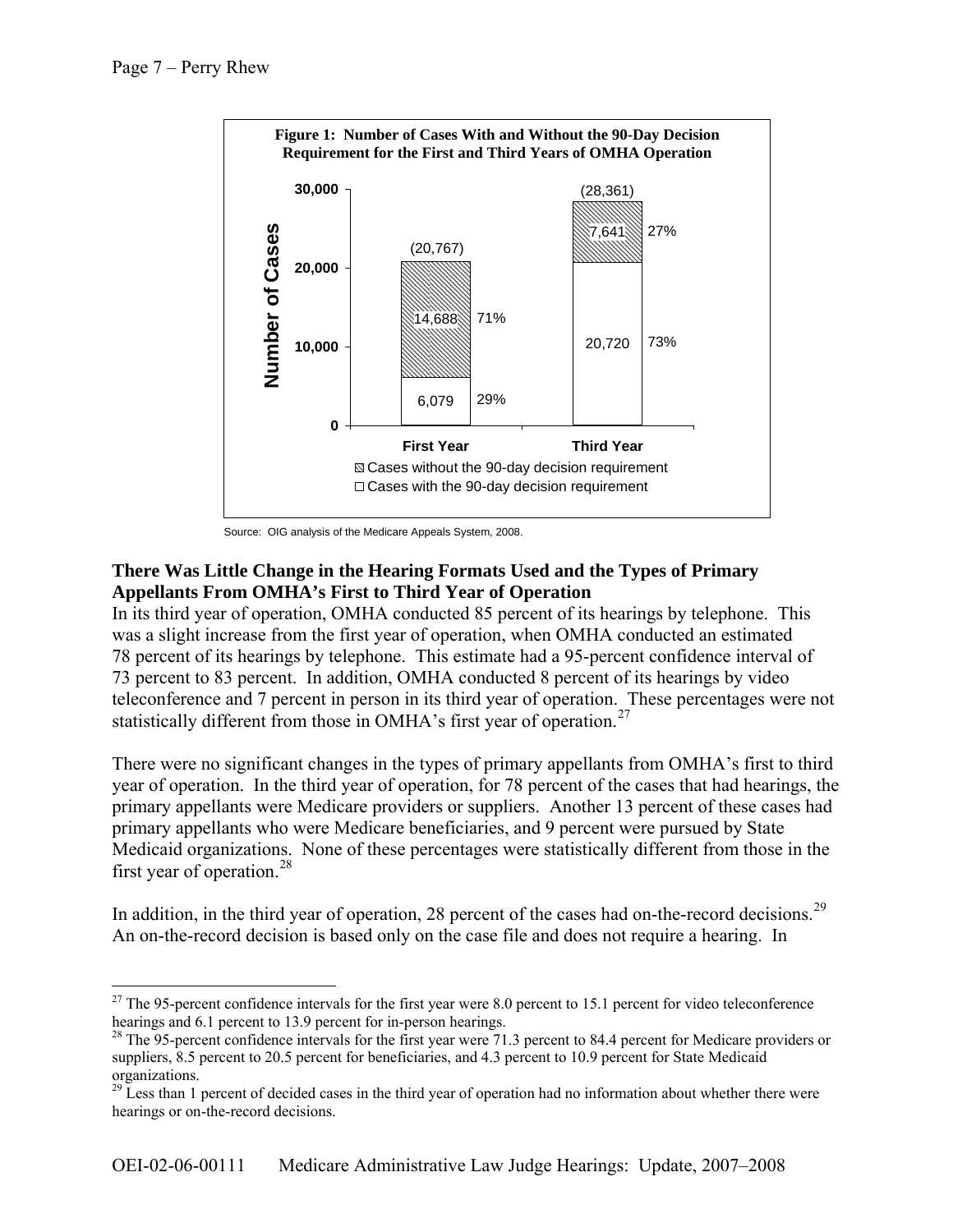**Figure 1: Number of Cases With and Without the 90-Day Decision Requirement for the First and Third Years of OMHA Operation**

| | First Year | Third Year |
|---|---|---|
| Cases without the 90-day decision requirement | 14,688 (71%) | 7,641 (27%) |
| Cases with the 90-day decision requirement | 6,079 (29%) | 20,720 (73%) |
| Total | (20,767) | (28,361) |

Source: OIG analysis of the Medicare Appeals System, 2008.

### There Was Little Change in the Hearing Formats Used and the Types of Primary Appellants From OMHA's First to Third Year of Operation

In its third year of operation, OMHA conducted 85 percent of its hearings by telephone. This was a slight increase from the first year of operation, when OMHA conducted an estimated 78 percent of its hearings by telephone. This estimate had a 95-percent confidence interval of 73 percent to 83 percent. In addition, OMHA conducted 8 percent of its hearings by video teleconference and 7 percent in person in its third year of operation. These percentages were not statistically different from those in OMHA's first year of operation.[27]

There were no significant changes in the types of primary appellants from OMHA's first to third year of operation. In the third year of operation, for 78 percent of the cases that had hearings, the primary appellants were Medicare providers or suppliers. Another 13 percent of these cases had primary appellants who were Medicare beneficiaries, and 9 percent were pursued by State Medicaid organizations. None of these percentages were statistically different from those in the first year of operation.[28]

In addition, in the third year of operation, 28 percent of the cases had on-the-record decisions.[29] An on-the-record decision is based only on the case file and does not require a hearing. In

[27] The 95-percent confidence intervals for the first year were 8.0 percent to 15.1 percent for video teleconference hearings and 6.1 percent to 13.9 percent for in-person hearings.

[28] The 95-percent confidence intervals for the first year were 71.3 percent to 84.4 percent for Medicare providers or suppliers, 8.5 percent to 20.5 percent for beneficiaries, and 4.3 percent to 10.9 percent for State Medicaid organizations.

[29] Less than 1 percent of decided cases in the third year of operation had no information about whether there were hearings or on-the-record decisions.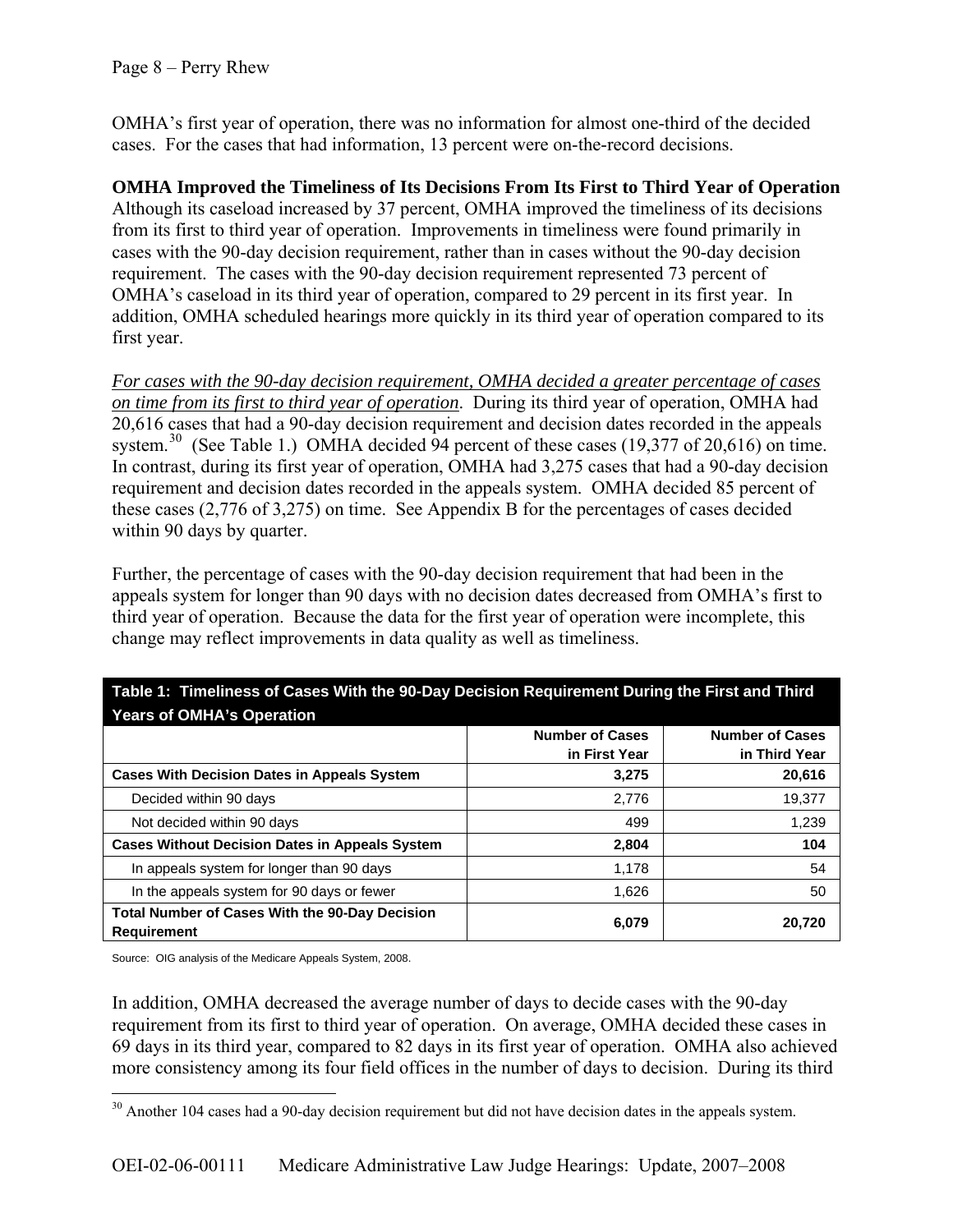OMHA's first year of operation, there was no information for almost one-third of the decided cases. For the cases that had information, 13 percent were on-the-record decisions.

**OMHA Improved the Timeliness of Its Decisions From Its First to Third Year of Operation**

Although its caseload increased by 37 percent, OMHA improved the timeliness of its decisions from its first to third year of operation. Improvements in timeliness were found primarily in cases with the 90-day decision requirement, rather than in cases without the 90-day decision requirement. The cases with the 90-day decision requirement represented 73 percent of OMHA's caseload in its third year of operation, compared to 29 percent in its first year. In addition, OMHA scheduled hearings more quickly in its third year of operation compared to its first year.

*For cases with the 90-day decision requirement, OMHA decided a greater percentage of cases on time from its first to third year of operation*. During its third year of operation, OMHA had 20,616 cases that had a 90-day decision requirement and decision dates recorded in the appeals system.[30] (See Table 1.) OMHA decided 94 percent of these cases (19,377 of 20,616) on time. In contrast, during its first year of operation, OMHA had 3,275 cases that had a 90-day decision requirement and decision dates recorded in the appeals system. OMHA decided 85 percent of these cases (2,776 of 3,275) on time. See Appendix B for the percentages of cases decided within 90 days by quarter.

Further, the percentage of cases with the 90-day decision requirement that had been in the appeals system for longer than 90 days with no decision dates decreased from OMHA's first to third year of operation. Because the data for the first year of operation were incomplete, this change may reflect improvements in data quality as well as timeliness.

**Table 1: Timeliness of Cases With the 90-Day Decision Requirement During the First and Third Years of OMHA's Operation**

| | Number of Cases in First Year | Number of Cases in Third Year |
|---|---:|---:|
| **Cases With Decision Dates in Appeals System** | **3,275** | **20,616** |
| Decided within 90 days | 2,776 | 19,377 |
| Not decided within 90 days | 499 | 1,239 |
| **Cases Without Decision Dates in Appeals System** | **2,804** | **104** |
| In appeals system for longer than 90 days | 1,178 | 54 |
| In the appeals system for 90 days or fewer | 1,626 | 50 |
| **Total Number of Cases With the 90-Day Decision Requirement** | **6,079** | **20,720** |

Source: OIG analysis of the Medicare Appeals System, 2008.

In addition, OMHA decreased the average number of days to decide cases with the 90-day requirement from its first to third year of operation. On average, OMHA decided these cases in 69 days in its third year, compared to 82 days in its first year of operation. OMHA also achieved more consistency among its four field offices in the number of days to decision. During its third

[30] Another 104 cases had a 90-day decision requirement but did not have decision dates in the appeals system.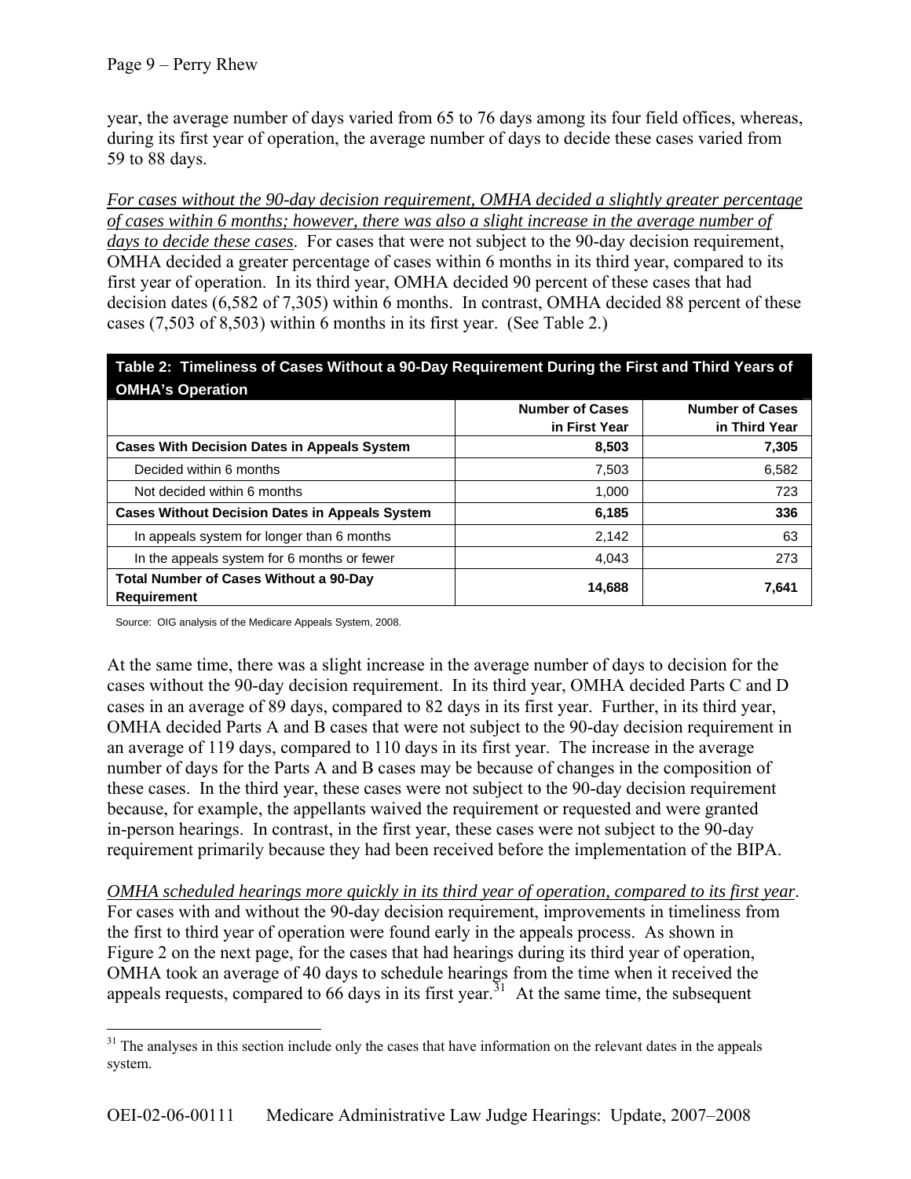year, the average number of days varied from 65 to 76 days among its four field offices, whereas, during its first year of operation, the average number of days to decide these cases varied from 59 to 88 days.

*For cases without the 90-day decision requirement, OMHA decided a slightly greater percentage of cases within 6 months; however, there was also a slight increase in the average number of days to decide these cases*. For cases that were not subject to the 90-day decision requirement, OMHA decided a greater percentage of cases within 6 months in its third year, compared to its first year of operation. In its third year, OMHA decided 90 percent of these cases that had decision dates (6,582 of 7,305) within 6 months. In contrast, OMHA decided 88 percent of these cases (7,503 of 8,503) within 6 months in its first year. (See Table 2.)

**Table 2: Timeliness of Cases Without a 90-Day Requirement During the First and Third Years of OMHA's Operation**

| | Number of Cases in First Year | Number of Cases in Third Year |
|---|---|---|
| **Cases With Decision Dates in Appeals System** | **8,503** | **7,305** |
| Decided within 6 months | 7,503 | 6,582 |
| Not decided within 6 months | 1,000 | 723 |
| **Cases Without Decision Dates in Appeals System** | **6,185** | **336** |
| In appeals system for longer than 6 months | 2,142 | 63 |
| In the appeals system for 6 months or fewer | 4,043 | 273 |
| **Total Number of Cases Without a 90-Day Requirement** | **14,688** | **7,641** |

Source: OIG analysis of the Medicare Appeals System, 2008.

At the same time, there was a slight increase in the average number of days to decision for the cases without the 90-day decision requirement. In its third year, OMHA decided Parts C and D cases in an average of 89 days, compared to 82 days in its first year. Further, in its third year, OMHA decided Parts A and B cases that were not subject to the 90-day decision requirement in an average of 119 days, compared to 110 days in its first year. The increase in the average number of days for the Parts A and B cases may be because of changes in the composition of these cases. In the third year, these cases were not subject to the 90-day decision requirement because, for example, the appellants waived the requirement or requested and were granted in-person hearings. In contrast, in the first year, these cases were not subject to the 90-day requirement primarily because they had been received before the implementation of the BIPA.

*OMHA scheduled hearings more quickly in its third year of operation, compared to its first year*. For cases with and without the 90-day decision requirement, improvements in timeliness from the first to third year of operation were found early in the appeals process. As shown in Figure 2 on the next page, for the cases that had hearings during its third year of operation, OMHA took an average of 40 days to schedule hearings from the time when it received the appeals requests, compared to 66 days in its first year.[31] At the same time, the subsequent

[31] The analyses in this section include only the cases that have information on the relevant dates in the appeals system.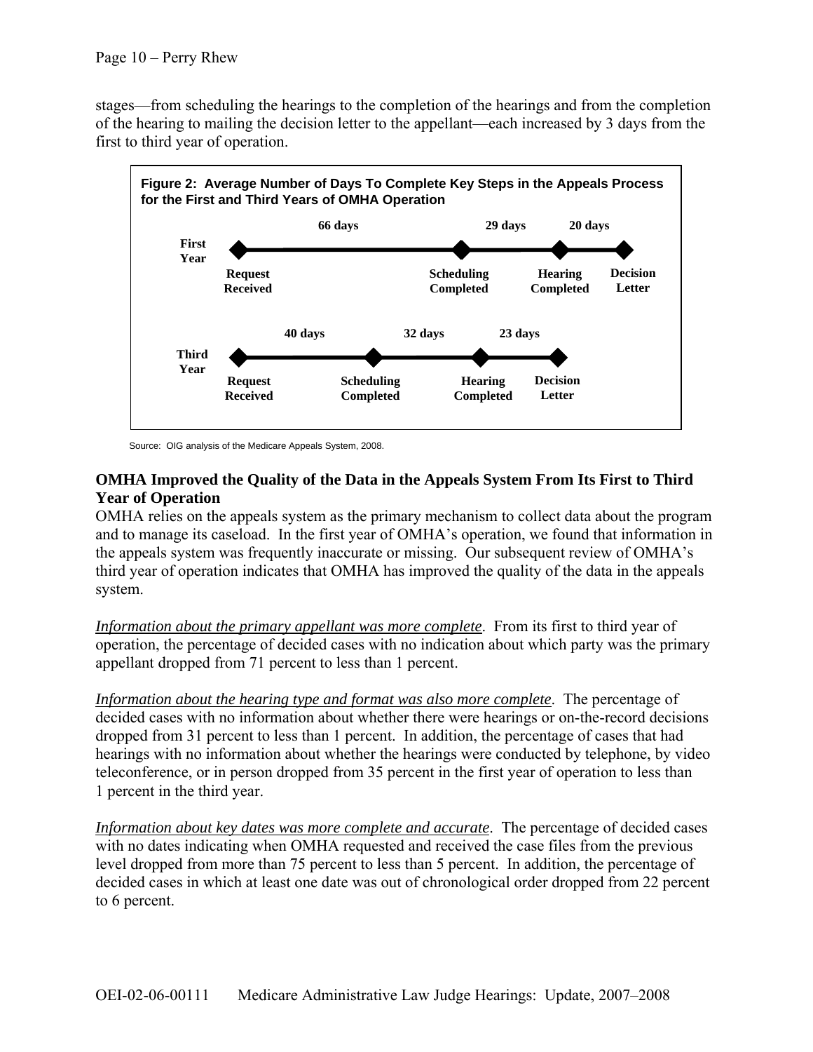stages—from scheduling the hearings to the completion of the hearings and from the completion of the hearing to mailing the decision letter to the appellant—each increased by 3 days from the first to third year of operation.

**Figure 2: Average Number of Days To Complete Key Steps in the Appeals Process for the First and Third Years of OMHA Operation**

| | Request Received → Scheduling Completed | Scheduling Completed → Hearing Completed | Hearing Completed → Decision Letter |
|---|---|---|---|
| First Year | 66 days | 29 days | 20 days |
| Third Year | 40 days | 32 days | 23 days |

Source: OIG analysis of the Medicare Appeals System, 2008.

### OMHA Improved the Quality of the Data in the Appeals System From Its First to Third Year of Operation

OMHA relies on the appeals system as the primary mechanism to collect data about the program and to manage its caseload. In the first year of OMHA's operation, we found that information in the appeals system was frequently inaccurate or missing. Our subsequent review of OMHA's third year of operation indicates that OMHA has improved the quality of the data in the appeals system.

*Information about the primary appellant was more complete*. From its first to third year of operation, the percentage of decided cases with no indication about which party was the primary appellant dropped from 71 percent to less than 1 percent.

*Information about the hearing type and format was also more complete*. The percentage of decided cases with no information about whether there were hearings or on-the-record decisions dropped from 31 percent to less than 1 percent. In addition, the percentage of cases that had hearings with no information about whether the hearings were conducted by telephone, by video teleconference, or in person dropped from 35 percent in the first year of operation to less than 1 percent in the third year.

*Information about key dates was more complete and accurate*. The percentage of decided cases with no dates indicating when OMHA requested and received the case files from the previous level dropped from more than 75 percent to less than 5 percent. In addition, the percentage of decided cases in which at least one date was out of chronological order dropped from 22 percent to 6 percent.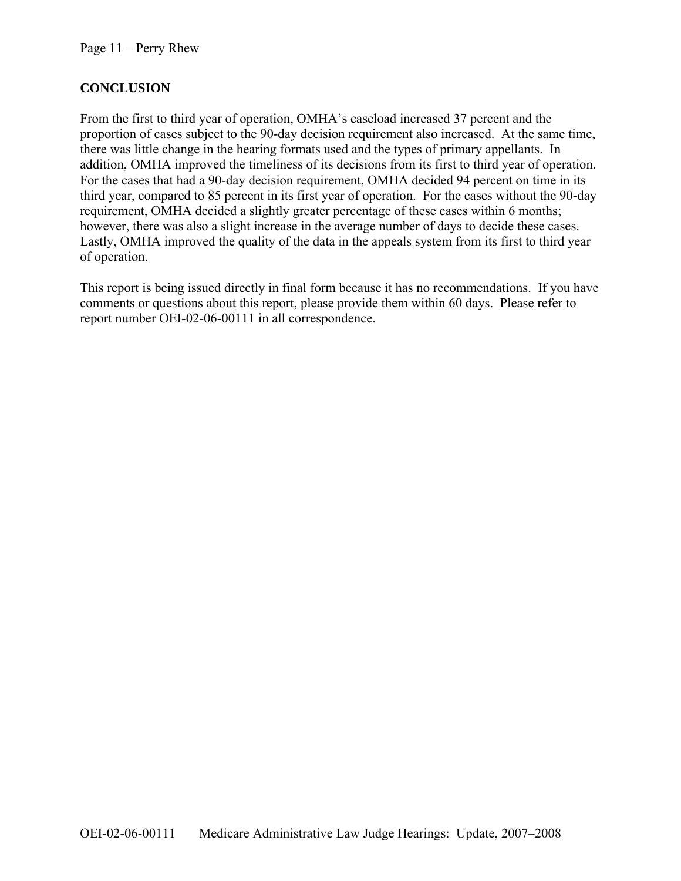## CONCLUSION

From the first to third year of operation, OMHA's caseload increased 37 percent and the proportion of cases subject to the 90-day decision requirement also increased. At the same time, there was little change in the hearing formats used and the types of primary appellants. In addition, OMHA improved the timeliness of its decisions from its first to third year of operation. For the cases that had a 90-day decision requirement, OMHA decided 94 percent on time in its third year, compared to 85 percent in its first year of operation. For the cases without the 90-day requirement, OMHA decided a slightly greater percentage of these cases within 6 months; however, there was also a slight increase in the average number of days to decide these cases. Lastly, OMHA improved the quality of the data in the appeals system from its first to third year of operation.

This report is being issued directly in final form because it has no recommendations. If you have comments or questions about this report, please provide them within 60 days. Please refer to report number OEI-02-06-00111 in all correspondence.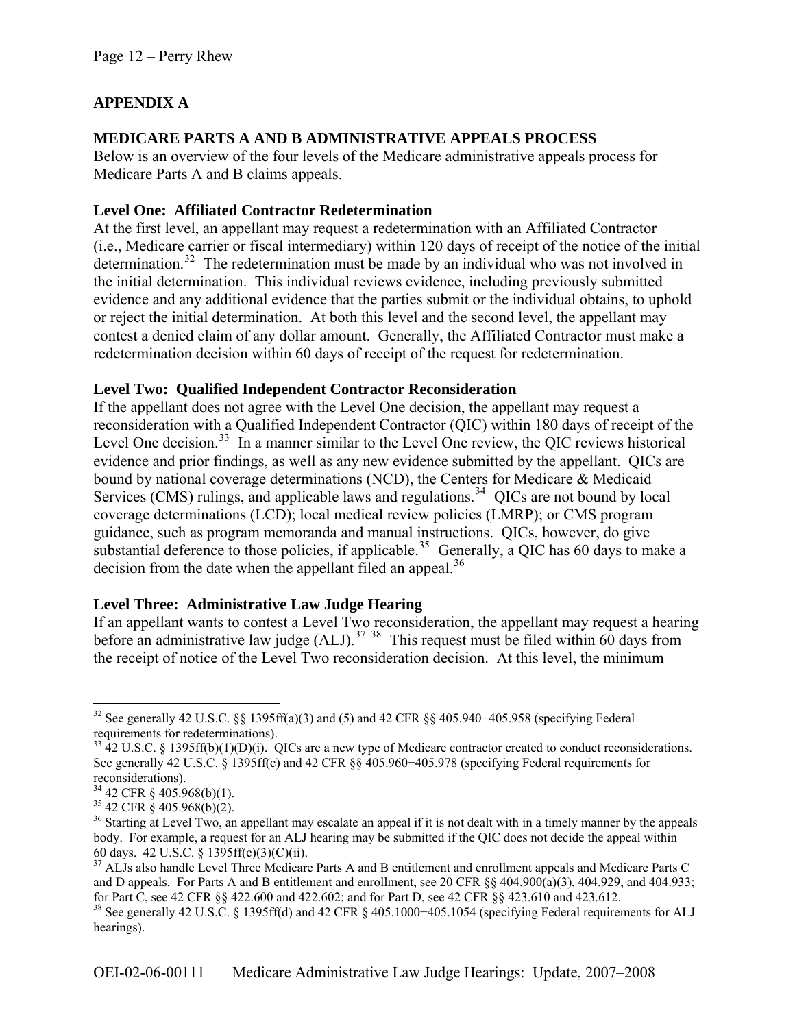## APPENDIX A

### MEDICARE PARTS A AND B ADMINISTRATIVE APPEALS PROCESS

Below is an overview of the four levels of the Medicare administrative appeals process for Medicare Parts A and B claims appeals.

#### Level One: Affiliated Contractor Redetermination

At the first level, an appellant may request a redetermination with an Affiliated Contractor (i.e., Medicare carrier or fiscal intermediary) within 120 days of receipt of the notice of the initial determination.[32] The redetermination must be made by an individual who was not involved in the initial determination. This individual reviews evidence, including previously submitted evidence and any additional evidence that the parties submit or the individual obtains, to uphold or reject the initial determination. At both this level and the second level, the appellant may contest a denied claim of any dollar amount. Generally, the Affiliated Contractor must make a redetermination decision within 60 days of receipt of the request for redetermination.

#### Level Two: Qualified Independent Contractor Reconsideration

If the appellant does not agree with the Level One decision, the appellant may request a reconsideration with a Qualified Independent Contractor (QIC) within 180 days of receipt of the Level One decision.[33] In a manner similar to the Level One review, the QIC reviews historical evidence and prior findings, as well as any new evidence submitted by the appellant. QICs are bound by national coverage determinations (NCD), the Centers for Medicare & Medicaid Services (CMS) rulings, and applicable laws and regulations.[34] QICs are not bound by local coverage determinations (LCD); local medical review policies (LMRP); or CMS program guidance, such as program memoranda and manual instructions. QICs, however, do give substantial deference to those policies, if applicable.[35] Generally, a QIC has 60 days to make a decision from the date when the appellant filed an appeal.[36]

#### Level Three: Administrative Law Judge Hearing

If an appellant wants to contest a Level Two reconsideration, the appellant may request a hearing before an administrative law judge (ALJ).[37] [38] This request must be filed within 60 days from the receipt of notice of the Level Two reconsideration decision. At this level, the minimum

---

[32] See generally 42 U.S.C. §§ 1395ff(a)(3) and (5) and 42 CFR §§ 405.940−405.958 (specifying Federal requirements for redeterminations).

[33] 42 U.S.C. § 1395ff(b)(1)(D)(i). QICs are a new type of Medicare contractor created to conduct reconsiderations. See generally 42 U.S.C. § 1395ff(c) and 42 CFR §§ 405.960−405.978 (specifying Federal requirements for reconsiderations).

[34] 42 CFR § 405.968(b)(1).

[35] 42 CFR § 405.968(b)(2).

[36] Starting at Level Two, an appellant may escalate an appeal if it is not dealt with in a timely manner by the appeals body. For example, a request for an ALJ hearing may be submitted if the QIC does not decide the appeal within 60 days. 42 U.S.C. § 1395ff(c)(3)(C)(ii).

[37] ALJs also handle Level Three Medicare Parts A and B entitlement and enrollment appeals and Medicare Parts C and D appeals. For Parts A and B entitlement and enrollment, see 20 CFR §§ 404.900(a)(3), 404.929, and 404.933; for Part C, see 42 CFR §§ 422.600 and 422.602; and for Part D, see 42 CFR §§ 423.610 and 423.612.

[38] See generally 42 U.S.C. § 1395ff(d) and 42 CFR § 405.1000−405.1054 (specifying Federal requirements for ALJ hearings).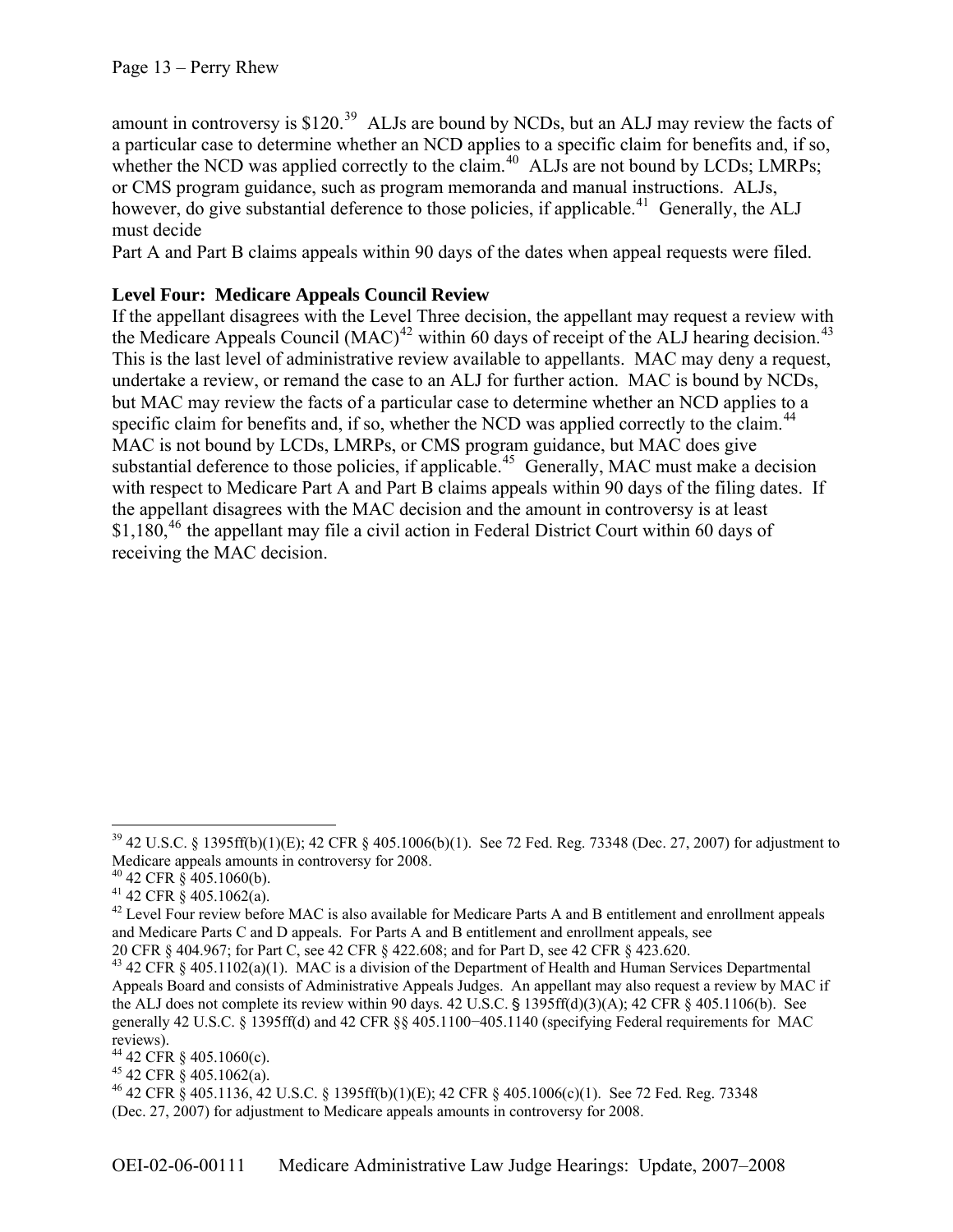amount in controversy is $120.[39] ALJs are bound by NCDs, but an ALJ may review the facts of a particular case to determine whether an NCD applies to a specific claim for benefits and, if so, whether the NCD was applied correctly to the claim.[40] ALJs are not bound by LCDs; LMRPs; or CMS program guidance, such as program memoranda and manual instructions. ALJs, however, do give substantial deference to those policies, if applicable.[41] Generally, the ALJ must decide
Part A and Part B claims appeals within 90 days of the dates when appeal requests were filed.

**Level Four: Medicare Appeals Council Review**

If the appellant disagrees with the Level Three decision, the appellant may request a review with the Medicare Appeals Council (MAC)[42] within 60 days of receipt of the ALJ hearing decision.[43] This is the last level of administrative review available to appellants. MAC may deny a request, undertake a review, or remand the case to an ALJ for further action. MAC is bound by NCDs, but MAC may review the facts of a particular case to determine whether an NCD applies to a specific claim for benefits and, if so, whether the NCD was applied correctly to the claim.[44] MAC is not bound by LCDs, LMRPs, or CMS program guidance, but MAC does give substantial deference to those policies, if applicable.[45] Generally, MAC must make a decision with respect to Medicare Part A and Part B claims appeals within 90 days of the filing dates. If the appellant disagrees with the MAC decision and the amount in controversy is at least $1,180,[46] the appellant may file a civil action in Federal District Court within 60 days of receiving the MAC decision.

---

[39] 42 U.S.C. § 1395ff(b)(1)(E); 42 CFR § 405.1006(b)(1). See 72 Fed. Reg. 73348 (Dec. 27, 2007) for adjustment to Medicare appeals amounts in controversy for 2008.

[40] 42 CFR § 405.1060(b).

[41] 42 CFR § 405.1062(a).

[42] Level Four review before MAC is also available for Medicare Parts A and B entitlement and enrollment appeals and Medicare Parts C and D appeals. For Parts A and B entitlement and enrollment appeals, see 20 CFR § 404.967; for Part C, see 42 CFR § 422.608; and for Part D, see 42 CFR § 423.620.

[43] 42 CFR § 405.1102(a)(1). MAC is a division of the Department of Health and Human Services Departmental Appeals Board and consists of Administrative Appeals Judges. An appellant may also request a review by MAC if the ALJ does not complete its review within 90 days. 42 U.S.C. § 1395ff(d)(3)(A); 42 CFR § 405.1106(b). See generally 42 U.S.C. § 1395ff(d) and 42 CFR §§ 405.1100−405.1140 (specifying Federal requirements for MAC reviews).

[44] 42 CFR § 405.1060(c).

[45] 42 CFR § 405.1062(a).

[46] 42 CFR § 405.1136, 42 U.S.C. § 1395ff(b)(1)(E); 42 CFR § 405.1006(c)(1). See 72 Fed. Reg. 73348 (Dec. 27, 2007) for adjustment to Medicare appeals amounts in controversy for 2008.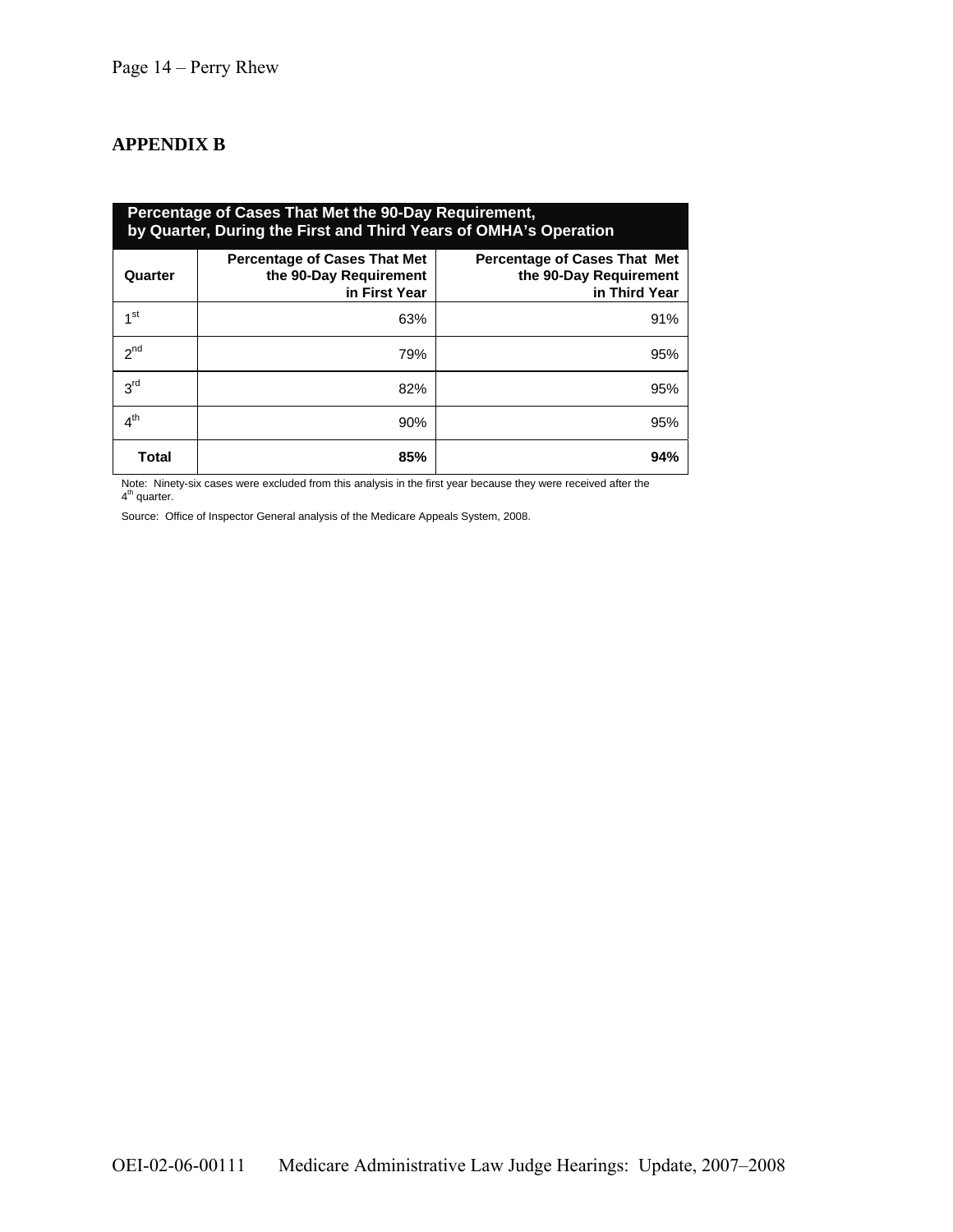## APPENDIX B

**Percentage of Cases That Met the 90-Day Requirement, by Quarter, During the First and Third Years of OMHA's Operation**

| Quarter | Percentage of Cases That Met the 90-Day Requirement in First Year | Percentage of Cases That Met the 90-Day Requirement in Third Year |
|---|---|---|
| 1st | 63% | 91% |
| 2nd | 79% | 95% |
| 3rd | 82% | 95% |
| 4th | 90% | 95% |
| **Total** | **85%** | **94%** |

Note: Ninety-six cases were excluded from this analysis in the first year because they were received after the 4th quarter.

Source: Office of Inspector General analysis of the Medicare Appeals System, 2008.